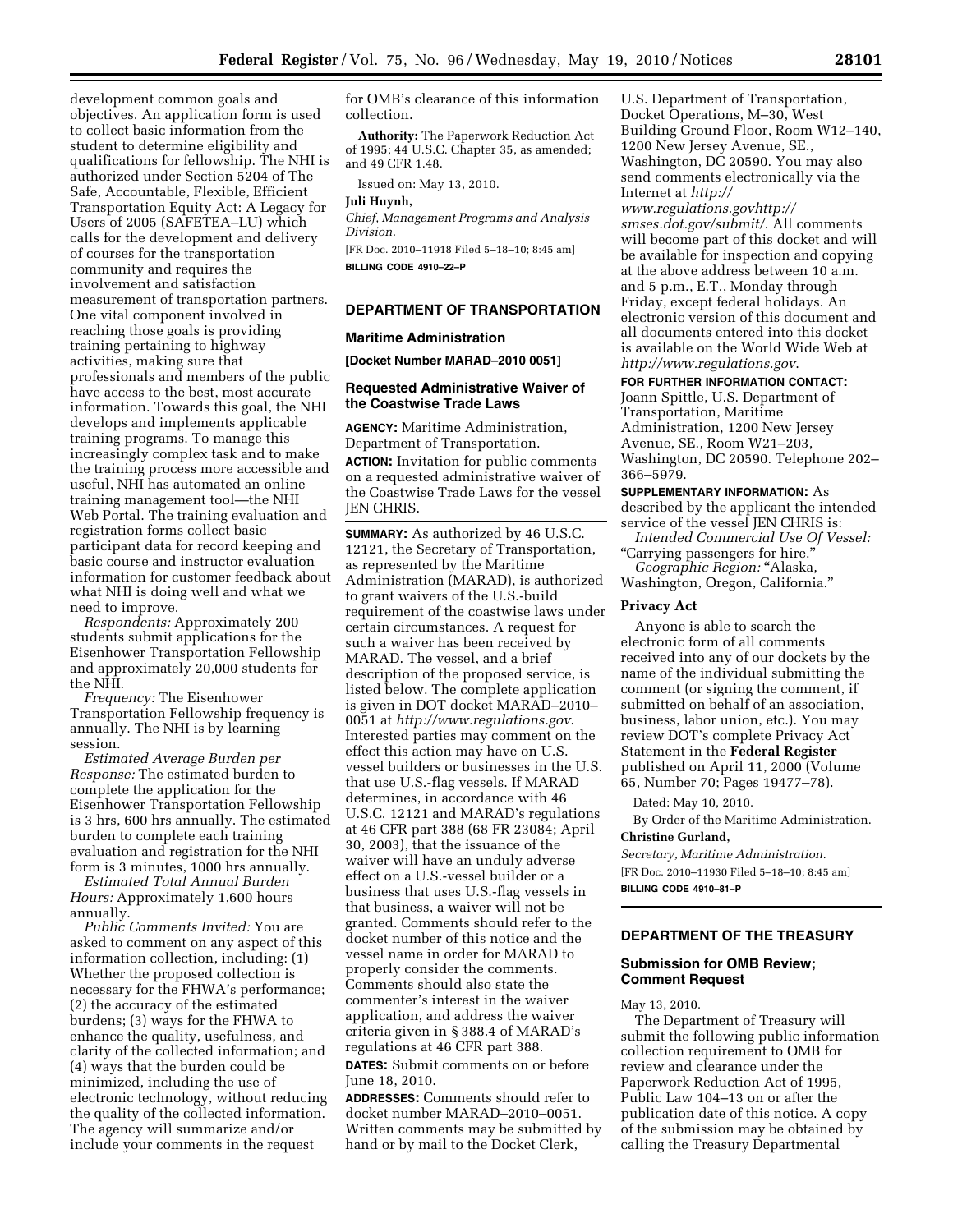development common goals and objectives. An application form is used to collect basic information from the student to determine eligibility and qualifications for fellowship. The NHI is authorized under Section 5204 of The Safe, Accountable, Flexible, Efficient Transportation Equity Act: A Legacy for Users of 2005 (SAFETEA–LU) which calls for the development and delivery of courses for the transportation community and requires the involvement and satisfaction measurement of transportation partners. One vital component involved in reaching those goals is providing training pertaining to highway activities, making sure that professionals and members of the public have access to the best, most accurate information. Towards this goal, the NHI develops and implements applicable training programs. To manage this increasingly complex task and to make the training process more accessible and useful, NHI has automated an online training management tool—the NHI Web Portal. The training evaluation and registration forms collect basic participant data for record keeping and basic course and instructor evaluation information for customer feedback about what NHI is doing well and what we need to improve.

*Respondents:* Approximately 200 students submit applications for the Eisenhower Transportation Fellowship and approximately 20,000 students for the NHI.

*Frequency:* The Eisenhower Transportation Fellowship frequency is annually. The NHI is by learning session.

*Estimated Average Burden per Response:* The estimated burden to complete the application for the Eisenhower Transportation Fellowship is 3 hrs, 600 hrs annually. The estimated burden to complete each training evaluation and registration for the NHI form is 3 minutes, 1000 hrs annually.

*Estimated Total Annual Burden Hours:* Approximately 1,600 hours annually.

*Public Comments Invited:* You are asked to comment on any aspect of this information collection, including: (1) Whether the proposed collection is necessary for the FHWA's performance; (2) the accuracy of the estimated burdens; (3) ways for the FHWA to enhance the quality, usefulness, and clarity of the collected information; and (4) ways that the burden could be minimized, including the use of electronic technology, without reducing the quality of the collected information. The agency will summarize and/or include your comments in the request for OMB's clearance of this information collection.

**Authority:** The Paperwork Reduction Act of 1995; 44 U.S.C. Chapter 35, as amended; and 49 CFR 1.48.

Issued on: May 13, 2010.

**Juli Huynh,**

*Chief, Management Programs and Analysis Division.*

[FR Doc. 2010–11918 Filed 5–18–10; 8:45 am]

**BILLING CODE 4910–22–P**

## DEPARTMENT OF TRANSPORTATION

### Maritime Administration

**[Docket Number MARAD–2010 0051]**

### Requested Administrative Waiver of the Coastwise Trade Laws

**AGENCY:** Maritime Administration, Department of Transportation.

**ACTION:** Invitation for public comments on a requested administrative waiver of the Coastwise Trade Laws for the vessel JEN CHRIS.

**SUMMARY:** As authorized by 46 U.S.C. 12121, the Secretary of Transportation, as represented by the Maritime Administration (MARAD), is authorized to grant waivers of the U.S.-build requirement of the coastwise laws under certain circumstances. A request for such a waiver has been received by MARAD. The vessel, and a brief description of the proposed service, is listed below. The complete application is given in DOT docket MARAD–2010–0051 at *http://www.regulations.gov*. Interested parties may comment on the effect this action may have on U.S. vessel builders or businesses in the U.S. that use U.S.-flag vessels. If MARAD determines, in accordance with 46 U.S.C. 12121 and MARAD's regulations at 46 CFR part 388 (68 FR 23084; April 30, 2003), that the issuance of the waiver will have an unduly adverse effect on a U.S.-vessel builder or a business that uses U.S.-flag vessels in that business, a waiver will not be granted. Comments should refer to the docket number of this notice and the vessel name in order for MARAD to properly consider the comments. Comments should also state the commenter's interest in the waiver application, and address the waiver criteria given in § 388.4 of MARAD's regulations at 46 CFR part 388.

**DATES:** Submit comments on or before June 18, 2010.

**ADDRESSES:** Comments should refer to docket number MARAD–2010–0051. Written comments may be submitted by hand or by mail to the Docket Clerk, U.S. Department of Transportation, Docket Operations, M–30, West Building Ground Floor, Room W12–140, 1200 New Jersey Avenue, SE., Washington, DC 20590. You may also send comments electronically via the Internet at *http://www.regulations.govhttp://smses.dot.gov/submit/*. All comments will become part of this docket and will be available for inspection and copying at the above address between 10 a.m. and 5 p.m., E.T., Monday through Friday, except federal holidays. An electronic version of this document and all documents entered into this docket is available on the World Wide Web at *http://www.regulations.gov*.

**FOR FURTHER INFORMATION CONTACT:** Joann Spittle, U.S. Department of Transportation, Maritime Administration, 1200 New Jersey Avenue, SE., Room W21–203, Washington, DC 20590. Telephone 202–366–5979.

**SUPPLEMENTARY INFORMATION:** As described by the applicant the intended service of the vessel JEN CHRIS is:

*Intended Commercial Use Of Vessel:* "Carrying passengers for hire."

*Geographic Region:* "Alaska, Washington, Oregon, California."

### Privacy Act

Anyone is able to search the electronic form of all comments received into any of our dockets by the name of the individual submitting the comment (or signing the comment, if submitted on behalf of an association, business, labor union, etc.). You may review DOT's complete Privacy Act Statement in the **Federal Register** published on April 11, 2000 (Volume 65, Number 70; Pages 19477–78).

Dated: May 10, 2010.

By Order of the Maritime Administration.

**Christine Gurland,**

*Secretary, Maritime Administration.*

[FR Doc. 2010–11930 Filed 5–18–10; 8:45 am]

**BILLING CODE 4910–81–P**

## DEPARTMENT OF THE TREASURY

### Submission for OMB Review; Comment Request

May 13, 2010.

The Department of Treasury will submit the following public information collection requirement to OMB for review and clearance under the Paperwork Reduction Act of 1995, Public Law 104–13 on or after the publication date of this notice. A copy of the submission may be obtained by calling the Treasury Departmental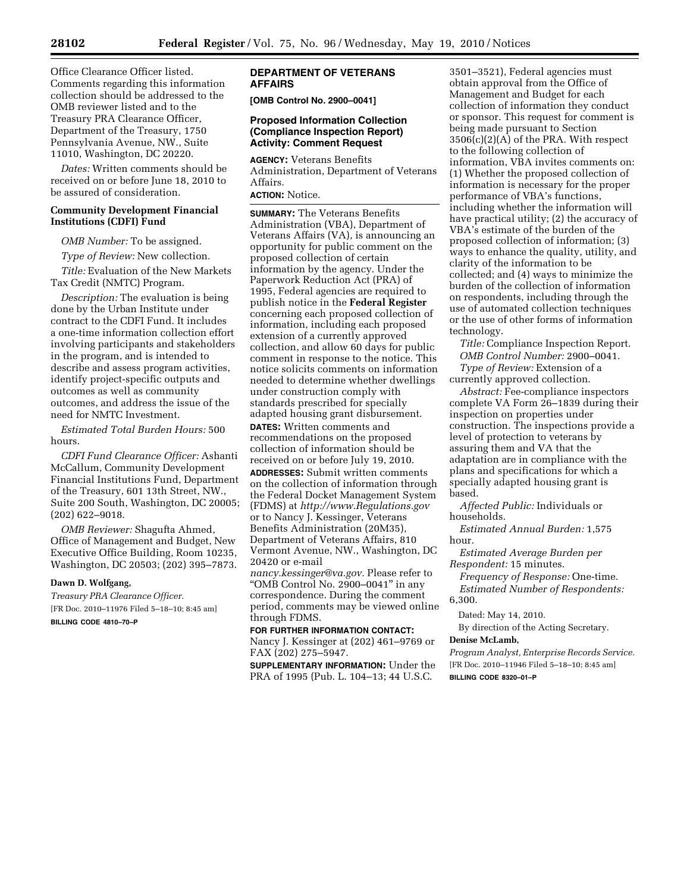Office Clearance Officer listed. Comments regarding this information collection should be addressed to the OMB reviewer listed and to the Treasury PRA Clearance Officer, Department of the Treasury, 1750 Pennsylvania Avenue, NW., Suite 11010, Washington, DC 20220.

*Dates:* Written comments should be received on or before June 18, 2010 to be assured of consideration.

**Community Development Financial Institutions (CDFI) Fund**

*OMB Number:* To be assigned.

*Type of Review:* New collection.

*Title:* Evaluation of the New Markets Tax Credit (NMTC) Program.

*Description:* The evaluation is being done by the Urban Institute under contract to the CDFI Fund. It includes a one-time information collection effort involving participants and stakeholders in the program, and is intended to describe and assess program activities, identify project-specific outputs and outcomes as well as community outcomes, and address the issue of the need for NMTC Investment.

*Estimated Total Burden Hours:* 500 hours.

*CDFI Fund Clearance Officer:* Ashanti McCallum, Community Development Financial Institutions Fund, Department of the Treasury, 601 13th Street, NW., Suite 200 South, Washington, DC 20005; (202) 622–9018.

*OMB Reviewer:* Shagufta Ahmed, Office of Management and Budget, New Executive Office Building, Room 10235, Washington, DC 20503; (202) 395–7873.

**Dawn D. Wolfgang,**

*Treasury PRA Clearance Officer.*

[FR Doc. 2010–11976 Filed 5–18–10; 8:45 am]

**BILLING CODE 4810–70–P**

## DEPARTMENT OF VETERANS AFFAIRS

**[OMB Control No. 2900–0041]**

### Proposed Information Collection (Compliance Inspection Report) Activity: Comment Request

**AGENCY:** Veterans Benefits Administration, Department of Veterans Affairs.

**ACTION:** Notice.

**SUMMARY:** The Veterans Benefits Administration (VBA), Department of Veterans Affairs (VA), is announcing an opportunity for public comment on the proposed collection of certain information by the agency. Under the Paperwork Reduction Act (PRA) of 1995, Federal agencies are required to publish notice in the **Federal Register** concerning each proposed collection of information, including each proposed extension of a currently approved collection, and allow 60 days for public comment in response to the notice. This notice solicits comments on information needed to determine whether dwellings under construction comply with standards prescribed for specially adapted housing grant disbursement.

**DATES:** Written comments and recommendations on the proposed collection of information should be received on or before July 19, 2010.

**ADDRESSES:** Submit written comments on the collection of information through the Federal Docket Management System (FDMS) at *http://www.Regulations.gov* or to Nancy J. Kessinger, Veterans Benefits Administration (20M35), Department of Veterans Affairs, 810 Vermont Avenue, NW., Washington, DC 20420 or e-mail *nancy.kessinger@va.gov.* Please refer to "OMB Control No. 2900–0041" in any correspondence. During the comment period, comments may be viewed online through FDMS.

**FOR FURTHER INFORMATION CONTACT:** Nancy J. Kessinger at (202) 461–9769 or FAX (202) 275–5947.

**SUPPLEMENTARY INFORMATION:** Under the PRA of 1995 (Pub. L. 104–13; 44 U.S.C. 3501–3521), Federal agencies must obtain approval from the Office of Management and Budget for each collection of information they conduct or sponsor. This request for comment is being made pursuant to Section 3506(c)(2)(A) of the PRA. With respect to the following collection of information, VBA invites comments on: (1) Whether the proposed collection of information is necessary for the proper performance of VBA's functions, including whether the information will have practical utility; (2) the accuracy of VBA's estimate of the burden of the proposed collection of information; (3) ways to enhance the quality, utility, and clarity of the information to be collected; and (4) ways to minimize the burden of the collection of information on respondents, including through the use of automated collection techniques or the use of other forms of information technology.

*Title:* Compliance Inspection Report.

*OMB Control Number:* 2900–0041.

*Type of Review:* Extension of a currently approved collection.

*Abstract:* Fee-compliance inspectors complete VA Form 26–1839 during their inspection on properties under construction. The inspections provide a level of protection to veterans by assuring them and VA that the adaptation are in compliance with the plans and specifications for which a specially adapted housing grant is based.

*Affected Public:* Individuals or households.

*Estimated Annual Burden:* 1,575 hour.

*Estimated Average Burden per Respondent:* 15 minutes.

*Frequency of Response:* One-time.

*Estimated Number of Respondents:* 6,300.

Dated: May 14, 2010.

By direction of the Acting Secretary.

**Denise McLamb,**

*Program Analyst, Enterprise Records Service.*

[FR Doc. 2010–11946 Filed 5–18–10; 8:45 am]

**BILLING CODE 8320–01–P**